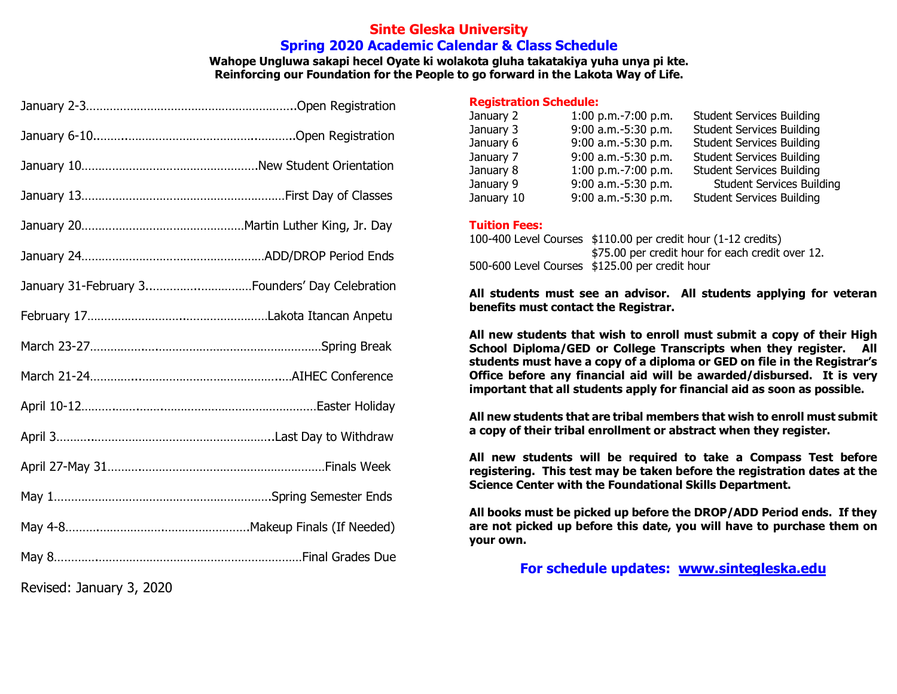# Sinte Gleska University

## Spring 2020 Academic Calendar & Class Schedule

**Wahope Ungluwa sakapi hecel Oyate ki wolakota gluha takatakiya yuha unya pi kte.**
**Reinforcing our Foundation for the People to go forward in the Lakota Way of Life.**

January 2-3……………………………………………………..Open Registration

January 6-10……………………………………………………..Open Registration

January 10……………………………………………….New Student Orientation

January 13……………………………………………………First Day of Classes

January 20…………………………………………Martin Luther King, Jr. Day

January 24………………………………………………ADD/DROP Period Ends

January 31-February 3…………………………Founders' Day Celebration

February 17………………………………………………Lakota Itancan Anpetu

March 23-27……………………………………………………………Spring Break

March 21-24………………………………………………………AIHEC Conference

April 10-12……………………………………………………………Easter Holiday

April 3……………………………………………………………Last Day to Withdraw

April 27-May 31…………………………………………………………Finals Week

May 1……………………………………………………………Spring Semester Ends

May 4-8…………………………………………………Makeup Finals (If Needed)

May 8…………………………………………………………………Final Grades Due

Revised: January 3, 2020

**Registration Schedule:**

| | | |
|---|---|---|
| January 2 | 1:00 p.m.-7:00 p.m. | Student Services Building |
| January 3 | 9:00 a.m.-5:30 p.m. | Student Services Building |
| January 6 | 9:00 a.m.-5:30 p.m. | Student Services Building |
| January 7 | 9:00 a.m.-5:30 p.m. | Student Services Building |
| January 8 | 1:00 p.m.-7:00 p.m. | Student Services Building |
| January 9 | 9:00 a.m.-5:30 p.m. | Student Services Building |
| January 10 | 9:00 a.m.-5:30 p.m. | Student Services Building |

**Tuition Fees:**

| | |
|---|---|
| 100-400 Level Courses | $110.00 per credit hour (1-12 credits) |
| | $75.00 per credit hour for each credit over 12. |
| 500-600 Level Courses | $125.00 per credit hour |

**All students must see an advisor. All students applying for veteran benefits must contact the Registrar.**

**All new students that wish to enroll must submit a copy of their High School Diploma/GED or College Transcripts when they register. All students must have a copy of a diploma or GED on file in the Registrar's Office before any financial aid will be awarded/disbursed. It is very important that all students apply for financial aid as soon as possible.**

**All new students that are tribal members that wish to enroll must submit a copy of their tribal enrollment or abstract when they register.**

**All new students will be required to take a Compass Test before registering. This test may be taken before the registration dates at the Science Center with the Foundational Skills Department.**

**All books must be picked up before the DROP/ADD Period ends. If they are not picked up before this date, you will have to purchase them on your own.**

**For schedule updates: [www.sintegleska.edu](www.sintegleska.edu)**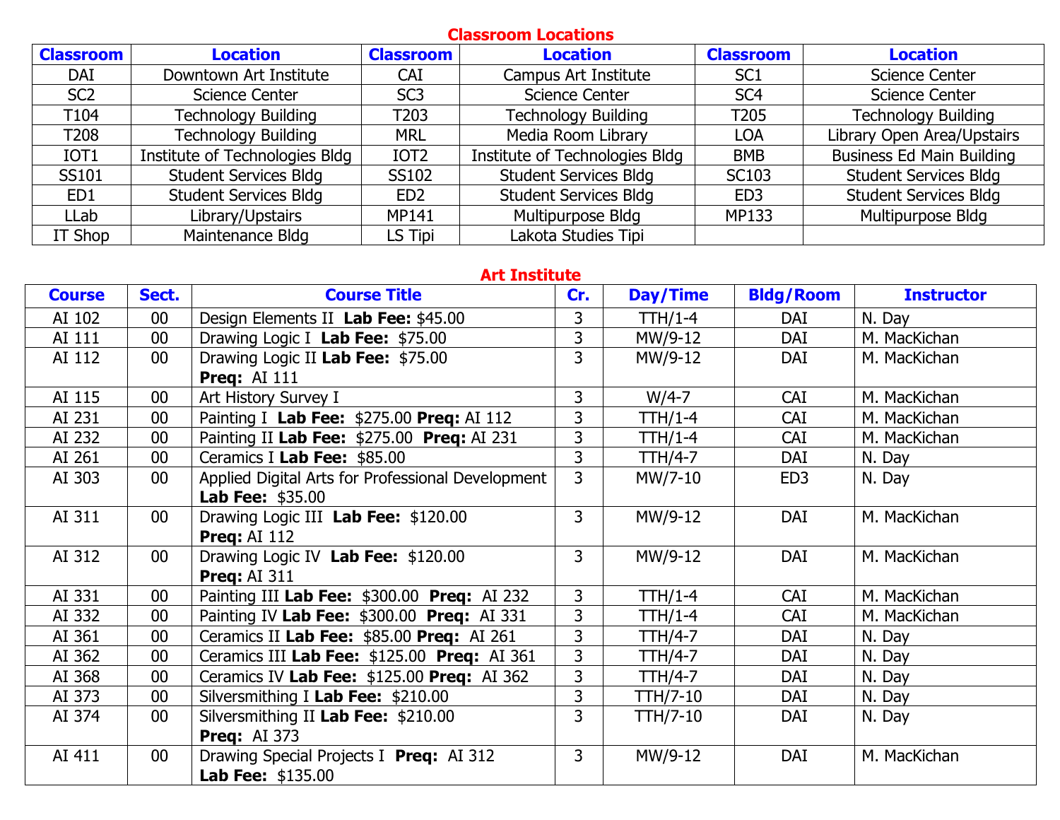## Classroom Locations

| Classroom | Location | Classroom | Location | Classroom | Location |
|---|---|---|---|---|---|
| DAI | Downtown Art Institute | CAI | Campus Art Institute | SC1 | Science Center |
| SC2 | Science Center | SC3 | Science Center | SC4 | Science Center |
| T104 | Technology Building | T203 | Technology Building | T205 | Technology Building |
| T208 | Technology Building | MRL | Media Room Library | LOA | Library Open Area/Upstairs |
| IOT1 | Institute of Technologies Bldg | IOT2 | Institute of Technologies Bldg | BMB | Business Ed Main Building |
| SS101 | Student Services Bldg | SS102 | Student Services Bldg | SC103 | Student Services Bldg |
| ED1 | Student Services Bldg | ED2 | Student Services Bldg | ED3 | Student Services Bldg |
| LLab | Library/Upstairs | MP141 | Multipurpose Bldg | MP133 | Multipurpose Bldg |
| IT Shop | Maintenance Bldg | LS Tipi | Lakota Studies Tipi | | |

## Art Institute

| Course | Sect. | Course Title | Cr. | Day/Time | Bldg/Room | Instructor |
|---|---|---|---|---|---|---|
| AI 102 | 00 | Design Elements II **Lab Fee:** $45.00 | 3 | TTH/1-4 | DAI | N. Day |
| AI 111 | 00 | Drawing Logic I **Lab Fee:** $75.00 | 3 | MW/9-12 | DAI | M. MacKichan |
| AI 112 | 00 | Drawing Logic II **Lab Fee:** $75.00 **Preq:** AI 111 | 3 | MW/9-12 | DAI | M. MacKichan |
| AI 115 | 00 | Art History Survey I | 3 | W/4-7 | CAI | M. MacKichan |
| AI 231 | 00 | Painting I **Lab Fee:** $275.00 **Preq:** AI 112 | 3 | TTH/1-4 | CAI | M. MacKichan |
| AI 232 | 00 | Painting II **Lab Fee:** $275.00 **Preq:** AI 231 | 3 | TTH/1-4 | CAI | M. MacKichan |
| AI 261 | 00 | Ceramics I **Lab Fee:** $85.00 | 3 | TTH/4-7 | DAI | N. Day |
| AI 303 | 00 | Applied Digital Arts for Professional Development **Lab Fee:** $35.00 | 3 | MW/7-10 | ED3 | N. Day |
| AI 311 | 00 | Drawing Logic III **Lab Fee:** $120.00 **Preq:** AI 112 | 3 | MW/9-12 | DAI | M. MacKichan |
| AI 312 | 00 | Drawing Logic IV **Lab Fee:** $120.00 **Preq:** AI 311 | 3 | MW/9-12 | DAI | M. MacKichan |
| AI 331 | 00 | Painting III **Lab Fee:** $300.00 **Preq:** AI 232 | 3 | TTH/1-4 | CAI | M. MacKichan |
| AI 332 | 00 | Painting IV **Lab Fee:** $300.00 **Preq:** AI 331 | 3 | TTH/1-4 | CAI | M. MacKichan |
| AI 361 | 00 | Ceramics II **Lab Fee:** $85.00 **Preq:** AI 261 | 3 | TTH/4-7 | DAI | N. Day |
| AI 362 | 00 | Ceramics III **Lab Fee:** $125.00 **Preq:** AI 361 | 3 | TTH/4-7 | DAI | N. Day |
| AI 368 | 00 | Ceramics IV **Lab Fee:** $125.00 **Preq:** AI 362 | 3 | TTH/4-7 | DAI | N. Day |
| AI 373 | 00 | Silversmithing I **Lab Fee:** $210.00 | 3 | TTH/7-10 | DAI | N. Day |
| AI 374 | 00 | Silversmithing II **Lab Fee:** $210.00 **Preq:** AI 373 | 3 | TTH/7-10 | DAI | N. Day |
| AI 411 | 00 | Drawing Special Projects I **Preq:** AI 312 **Lab Fee:** $135.00 | 3 | MW/9-12 | DAI | M. MacKichan |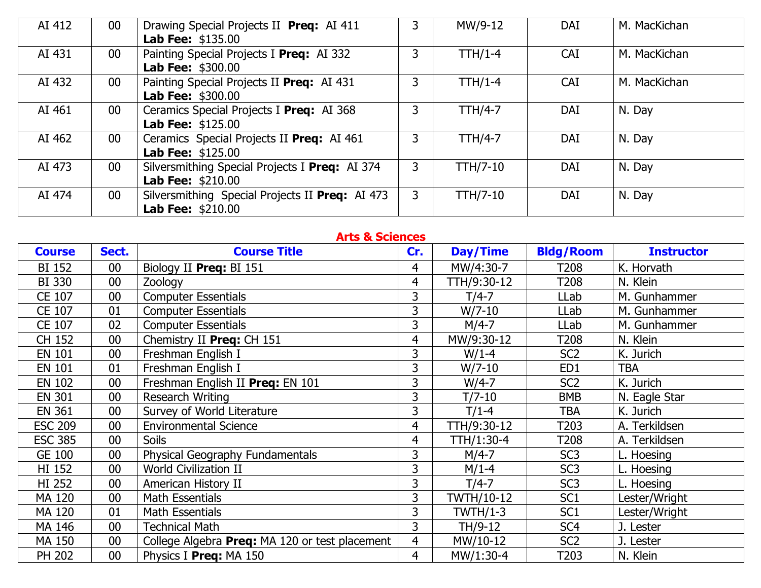| | | | | | | |
|---|---|---|---|---|---|---|
| AI 412 | 00 | Drawing Special Projects II **Preq:** AI 411 **Lab Fee:** $135.00 | 3 | MW/9-12 | DAI | M. MacKichan |
| AI 431 | 00 | Painting Special Projects I **Preq:** AI 332 **Lab Fee:** $300.00 | 3 | TTH/1-4 | CAI | M. MacKichan |
| AI 432 | 00 | Painting Special Projects II **Preq:** AI 431 **Lab Fee:** $300.00 | 3 | TTH/1-4 | CAI | M. MacKichan |
| AI 461 | 00 | Ceramics Special Projects I **Preq:** AI 368 **Lab Fee:** $125.00 | 3 | TTH/4-7 | DAI | N. Day |
| AI 462 | 00 | Ceramics Special Projects II **Preq:** AI 461 **Lab Fee:** $125.00 | 3 | TTH/4-7 | DAI | N. Day |
| AI 473 | 00 | Silversmithing Special Projects I **Preq:** AI 374 **Lab Fee:** $210.00 | 3 | TTH/7-10 | DAI | N. Day |
| AI 474 | 00 | Silversmithing Special Projects II **Preq:** AI 473 **Lab Fee:** $210.00 | 3 | TTH/7-10 | DAI | N. Day |

## Arts & Sciences

| Course | Sect. | Course Title | Cr. | Day/Time | Bldg/Room | Instructor |
|---|---|---|---|---|---|---|
| BI 152 | 00 | Biology II **Preq:** BI 151 | 4 | MW/4:30-7 | T208 | K. Horvath |
| BI 330 | 00 | Zoology | 4 | TTH/9:30-12 | T208 | N. Klein |
| CE 107 | 00 | Computer Essentials | 3 | T/4-7 | LLab | M. Gunhammer |
| CE 107 | 01 | Computer Essentials | 3 | W/7-10 | LLab | M. Gunhammer |
| CE 107 | 02 | Computer Essentials | 3 | M/4-7 | LLab | M. Gunhammer |
| CH 152 | 00 | Chemistry II **Preq:** CH 151 | 4 | MW/9:30-12 | T208 | N. Klein |
| EN 101 | 00 | Freshman English I | 3 | W/1-4 | SC2 | K. Jurich |
| EN 101 | 01 | Freshman English I | 3 | W/7-10 | ED1 | TBA |
| EN 102 | 00 | Freshman English II **Preq:** EN 101 | 3 | W/4-7 | SC2 | K. Jurich |
| EN 301 | 00 | Research Writing | 3 | T/7-10 | BMB | N. Eagle Star |
| EN 361 | 00 | Survey of World Literature | 3 | T/1-4 | TBA | K. Jurich |
| ESC 209 | 00 | Environmental Science | 4 | TTH/9:30-12 | T203 | A. Terkildsen |
| ESC 385 | 00 | Soils | 4 | TTH/1:30-4 | T208 | A. Terkildsen |
| GE 100 | 00 | Physical Geography Fundamentals | 3 | M/4-7 | SC3 | L. Hoesing |
| HI 152 | 00 | World Civilization II | 3 | M/1-4 | SC3 | L. Hoesing |
| HI 252 | 00 | American History II | 3 | T/4-7 | SC3 | L. Hoesing |
| MA 120 | 00 | Math Essentials | 3 | TWTH/10-12 | SC1 | Lester/Wright |
| MA 120 | 01 | Math Essentials | 3 | TWTH/1-3 | SC1 | Lester/Wright |
| MA 146 | 00 | Technical Math | 3 | TH/9-12 | SC4 | J. Lester |
| MA 150 | 00 | College Algebra **Preq:** MA 120 or test placement | 4 | MW/10-12 | SC2 | J. Lester |
| PH 202 | 00 | Physics I **Preq:** MA 150 | 4 | MW/1:30-4 | T203 | N. Klein |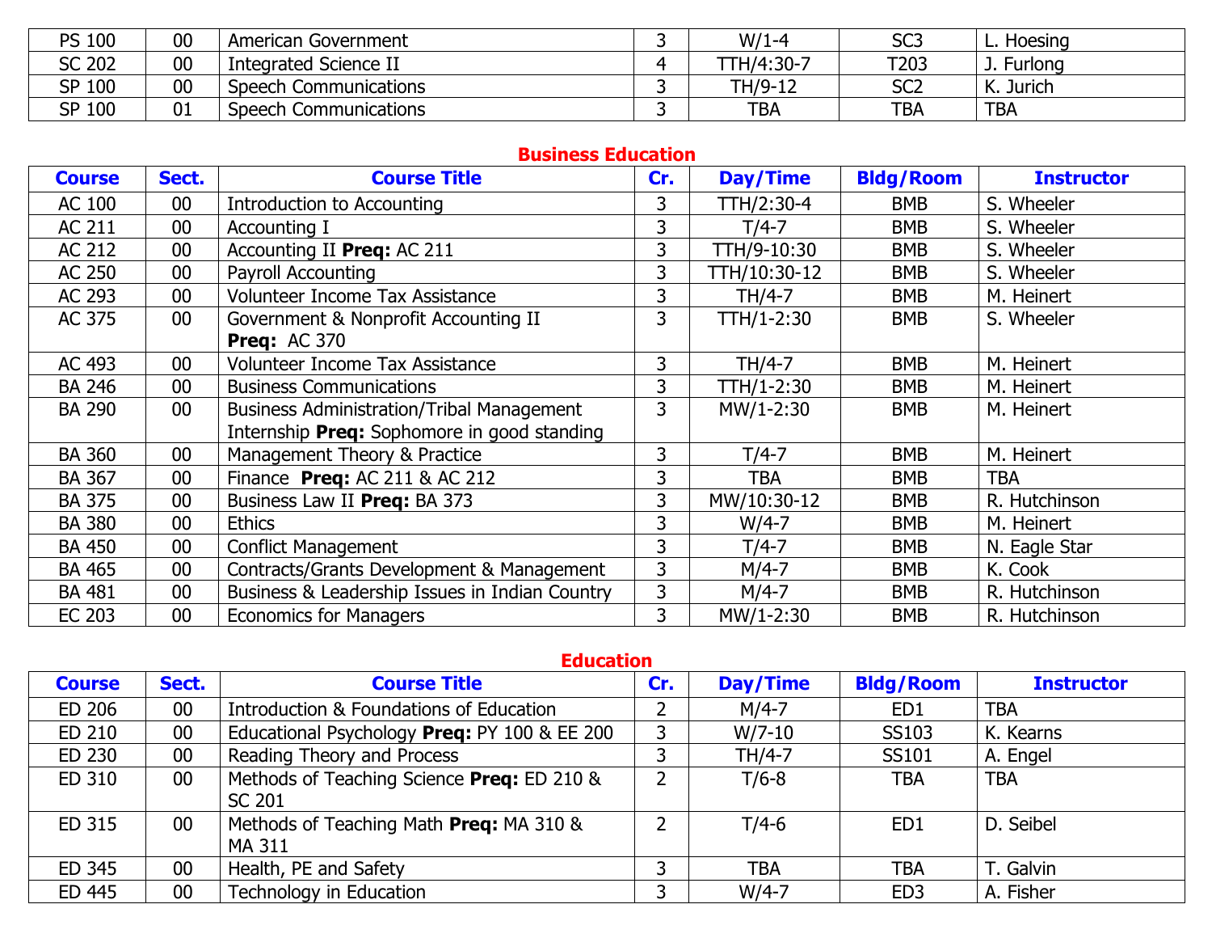| Course | Sect. | Course Title | Cr. | Day/Time | Bldg/Room | Instructor |
|---|---|---|---|---|---|---|
| PS 100 | 00 | American Government | 3 | W/1-4 | SC3 | L. Hoesing |
| SC 202 | 00 | Integrated Science II | 4 | TTH/4:30-7 | T203 | J. Furlong |
| SP 100 | 00 | Speech Communications | 3 | TH/9-12 | SC2 | K. Jurich |
| SP 100 | 01 | Speech Communications | 3 | TBA | TBA | TBA |

## Business Education

| Course | Sect. | Course Title | Cr. | Day/Time | Bldg/Room | Instructor |
|---|---|---|---|---|---|---|
| AC 100 | 00 | Introduction to Accounting | 3 | TTH/2:30-4 | BMB | S. Wheeler |
| AC 211 | 00 | Accounting I | 3 | T/4-7 | BMB | S. Wheeler |
| AC 212 | 00 | Accounting II **Preq:** AC 211 | 3 | TTH/9-10:30 | BMB | S. Wheeler |
| AC 250 | 00 | Payroll Accounting | 3 | TTH/10:30-12 | BMB | S. Wheeler |
| AC 293 | 00 | Volunteer Income Tax Assistance | 3 | TH/4-7 | BMB | M. Heinert |
| AC 375 | 00 | Government & Nonprofit Accounting II **Preq:** AC 370 | 3 | TTH/1-2:30 | BMB | S. Wheeler |
| AC 493 | 00 | Volunteer Income Tax Assistance | 3 | TH/4-7 | BMB | M. Heinert |
| BA 246 | 00 | Business Communications | 3 | TTH/1-2:30 | BMB | M. Heinert |
| BA 290 | 00 | Business Administration/Tribal Management Internship **Preq:** Sophomore in good standing | 3 | MW/1-2:30 | BMB | M. Heinert |
| BA 360 | 00 | Management Theory & Practice | 3 | T/4-7 | BMB | M. Heinert |
| BA 367 | 00 | Finance **Preq:** AC 211 & AC 212 | 3 | TBA | BMB | TBA |
| BA 375 | 00 | Business Law II **Preq:** BA 373 | 3 | MW/10:30-12 | BMB | R. Hutchinson |
| BA 380 | 00 | Ethics | 3 | W/4-7 | BMB | M. Heinert |
| BA 450 | 00 | Conflict Management | 3 | T/4-7 | BMB | N. Eagle Star |
| BA 465 | 00 | Contracts/Grants Development & Management | 3 | M/4-7 | BMB | K. Cook |
| BA 481 | 00 | Business & Leadership Issues in Indian Country | 3 | M/4-7 | BMB | R. Hutchinson |
| EC 203 | 00 | Economics for Managers | 3 | MW/1-2:30 | BMB | R. Hutchinson |

## Education

| Course | Sect. | Course Title | Cr. | Day/Time | Bldg/Room | Instructor |
|---|---|---|---|---|---|---|
| ED 206 | 00 | Introduction & Foundations of Education | 2 | M/4-7 | ED1 | TBA |
| ED 210 | 00 | Educational Psychology **Preq:** PY 100 & EE 200 | 3 | W/7-10 | SS103 | K. Kearns |
| ED 230 | 00 | Reading Theory and Process | 3 | TH/4-7 | SS101 | A. Engel |
| ED 310 | 00 | Methods of Teaching Science **Preq:** ED 210 & SC 201 | 2 | T/6-8 | TBA | TBA |
| ED 315 | 00 | Methods of Teaching Math **Preq:** MA 310 & MA 311 | 2 | T/4-6 | ED1 | D. Seibel |
| ED 345 | 00 | Health, PE and Safety | 3 | TBA | TBA | T. Galvin |
| ED 445 | 00 | Technology in Education | 3 | W/4-7 | ED3 | A. Fisher |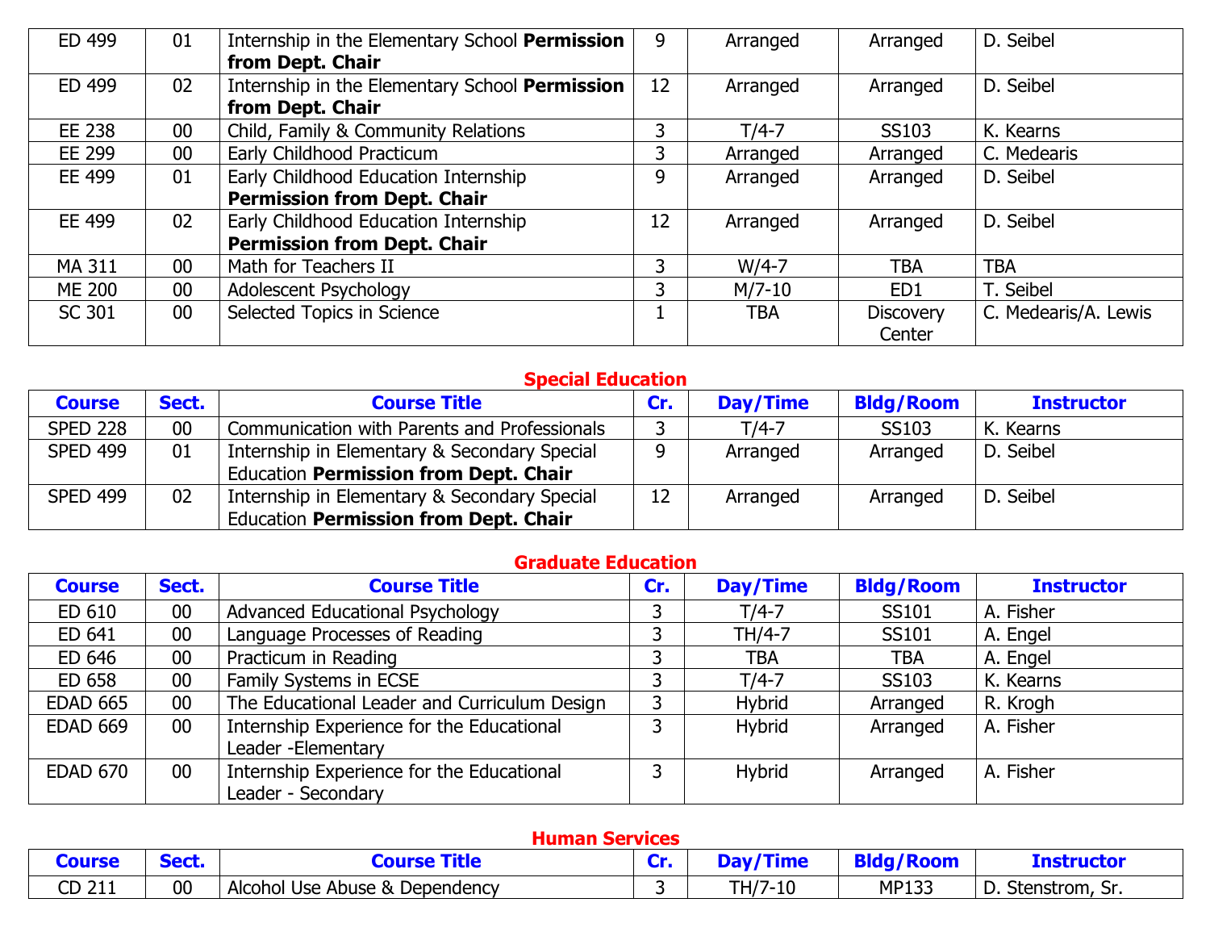| Course | Sect. | Course Title | Cr. | Day/Time | Bldg/Room | Instructor |
|---|---|---|---|---|---|---|
| ED 499 | 01 | Internship in the Elementary School **Permission from Dept. Chair** | 9 | Arranged | Arranged | D. Seibel |
| ED 499 | 02 | Internship in the Elementary School **Permission from Dept. Chair** | 12 | Arranged | Arranged | D. Seibel |
| EE 238 | 00 | Child, Family & Community Relations | 3 | T/4-7 | SS103 | K. Kearns |
| EE 299 | 00 | Early Childhood Practicum | 3 | Arranged | Arranged | C. Medearis |
| EE 499 | 01 | Early Childhood Education Internship **Permission from Dept. Chair** | 9 | Arranged | Arranged | D. Seibel |
| EE 499 | 02 | Early Childhood Education Internship **Permission from Dept. Chair** | 12 | Arranged | Arranged | D. Seibel |
| MA 311 | 00 | Math for Teachers II | 3 | W/4-7 | TBA | TBA |
| ME 200 | 00 | Adolescent Psychology | 3 | M/7-10 | ED1 | T. Seibel |
| SC 301 | 00 | Selected Topics in Science | 1 | TBA | Discovery Center | C. Medearis/A. Lewis |

## Special Education

| Course | Sect. | Course Title | Cr. | Day/Time | Bldg/Room | Instructor |
|---|---|---|---|---|---|---|
| SPED 228 | 00 | Communication with Parents and Professionals | 3 | T/4-7 | SS103 | K. Kearns |
| SPED 499 | 01 | Internship in Elementary & Secondary Special Education **Permission from Dept. Chair** | 9 | Arranged | Arranged | D. Seibel |
| SPED 499 | 02 | Internship in Elementary & Secondary Special Education **Permission from Dept. Chair** | 12 | Arranged | Arranged | D. Seibel |

## Graduate Education

| Course | Sect. | Course Title | Cr. | Day/Time | Bldg/Room | Instructor |
|---|---|---|---|---|---|---|
| ED 610 | 00 | Advanced Educational Psychology | 3 | T/4-7 | SS101 | A. Fisher |
| ED 641 | 00 | Language Processes of Reading | 3 | TH/4-7 | SS101 | A. Engel |
| ED 646 | 00 | Practicum in Reading | 3 | TBA | TBA | A. Engel |
| ED 658 | 00 | Family Systems in ECSE | 3 | T/4-7 | SS103 | K. Kearns |
| EDAD 665 | 00 | The Educational Leader and Curriculum Design | 3 | Hybrid | Arranged | R. Krogh |
| EDAD 669 | 00 | Internship Experience for the Educational Leader -Elementary | 3 | Hybrid | Arranged | A. Fisher |
| EDAD 670 | 00 | Internship Experience for the Educational Leader - Secondary | 3 | Hybrid | Arranged | A. Fisher |

## Human Services

| Course | Sect. | Course Title | Cr. | Day/Time | Bldg/Room | Instructor |
|---|---|---|---|---|---|---|
| CD 211 | 00 | Alcohol Use Abuse & Dependency | 3 | TH/7-10 | MP133 | D. Stenstrom, Sr. |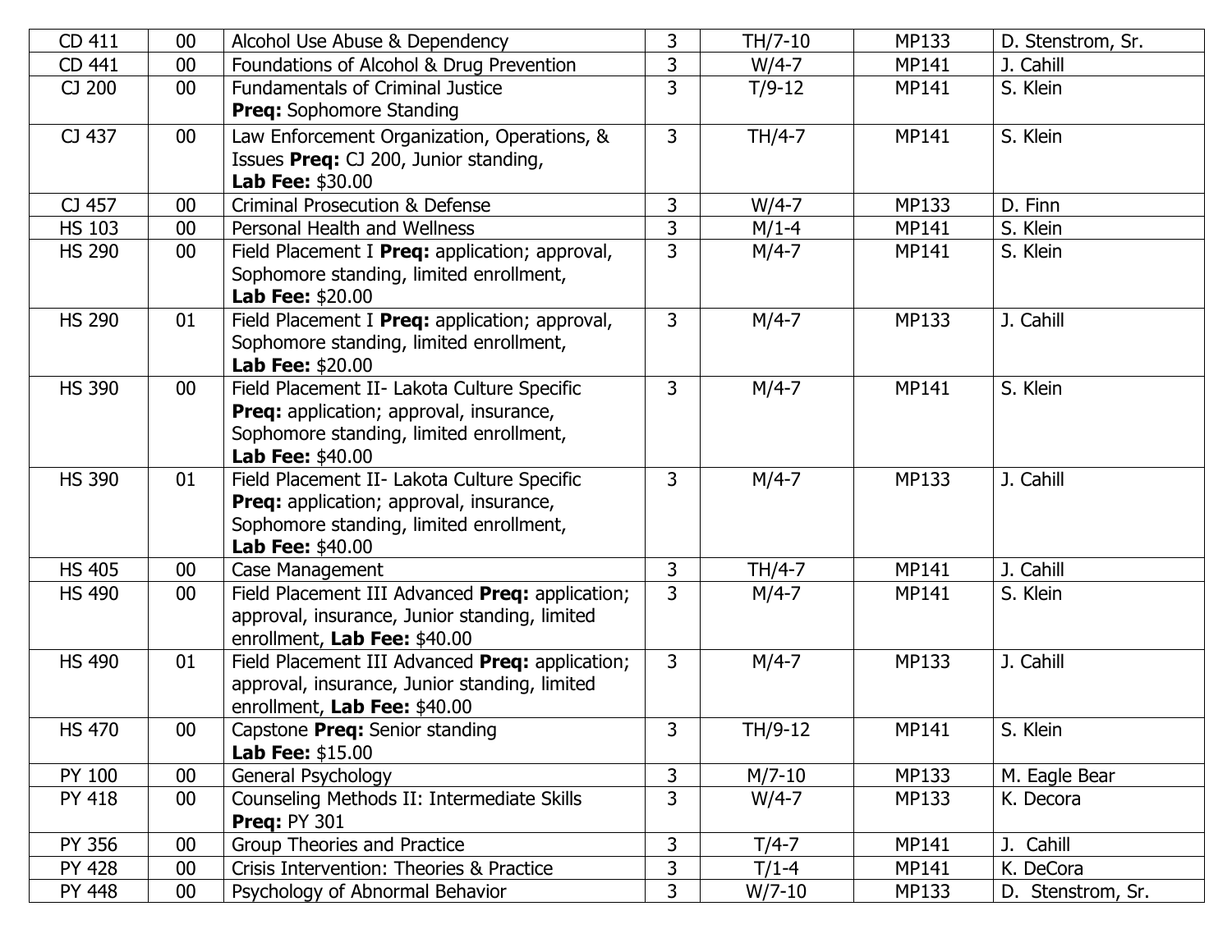| CD 411 | 00 | Alcohol Use Abuse & Dependency | 3 | TH/7-10 | MP133 | D. Stenstrom, Sr. |
|---|---|---|---|---|---|---|
| CD 441 | 00 | Foundations of Alcohol & Drug Prevention | 3 | W/4-7 | MP141 | J. Cahill |
| CJ 200 | 00 | Fundamentals of Criminal Justice **Preq:** Sophomore Standing | 3 | T/9-12 | MP141 | S. Klein |
| CJ 437 | 00 | Law Enforcement Organization, Operations, & Issues **Preq:** CJ 200, Junior standing, **Lab Fee:** $30.00 | 3 | TH/4-7 | MP141 | S. Klein |
| CJ 457 | 00 | Criminal Prosecution & Defense | 3 | W/4-7 | MP133 | D. Finn |
| HS 103 | 00 | Personal Health and Wellness | 3 | M/1-4 | MP141 | S. Klein |
| HS 290 | 00 | Field Placement I **Preq:** application; approval, Sophomore standing, limited enrollment, **Lab Fee:** $20.00 | 3 | M/4-7 | MP141 | S. Klein |
| HS 290 | 01 | Field Placement I **Preq:** application; approval, Sophomore standing, limited enrollment, **Lab Fee:** $20.00 | 3 | M/4-7 | MP133 | J. Cahill |
| HS 390 | 00 | Field Placement II- Lakota Culture Specific **Preq:** application; approval, insurance, Sophomore standing, limited enrollment, **Lab Fee:** $40.00 | 3 | M/4-7 | MP141 | S. Klein |
| HS 390 | 01 | Field Placement II- Lakota Culture Specific **Preq:** application; approval, insurance, Sophomore standing, limited enrollment, **Lab Fee:** $40.00 | 3 | M/4-7 | MP133 | J. Cahill |
| HS 405 | 00 | Case Management | 3 | TH/4-7 | MP141 | J. Cahill |
| HS 490 | 00 | Field Placement III Advanced **Preq:** application; approval, insurance, Junior standing, limited enrollment, **Lab Fee:** $40.00 | 3 | M/4-7 | MP141 | S. Klein |
| HS 490 | 01 | Field Placement III Advanced **Preq:** application; approval, insurance, Junior standing, limited enrollment, **Lab Fee:** $40.00 | 3 | M/4-7 | MP133 | J. Cahill |
| HS 470 | 00 | Capstone **Preq:** Senior standing **Lab Fee:** $15.00 | 3 | TH/9-12 | MP141 | S. Klein |
| PY 100 | 00 | General Psychology | 3 | M/7-10 | MP133 | M. Eagle Bear |
| PY 418 | 00 | Counseling Methods II: Intermediate Skills **Preq:** PY 301 | 3 | W/4-7 | MP133 | K. Decora |
| PY 356 | 00 | Group Theories and Practice | 3 | T/4-7 | MP141 | J. Cahill |
| PY 428 | 00 | Crisis Intervention: Theories & Practice | 3 | T/1-4 | MP141 | K. DeCora |
| PY 448 | 00 | Psychology of Abnormal Behavior | 3 | W/7-10 | MP133 | D. Stenstrom, Sr. |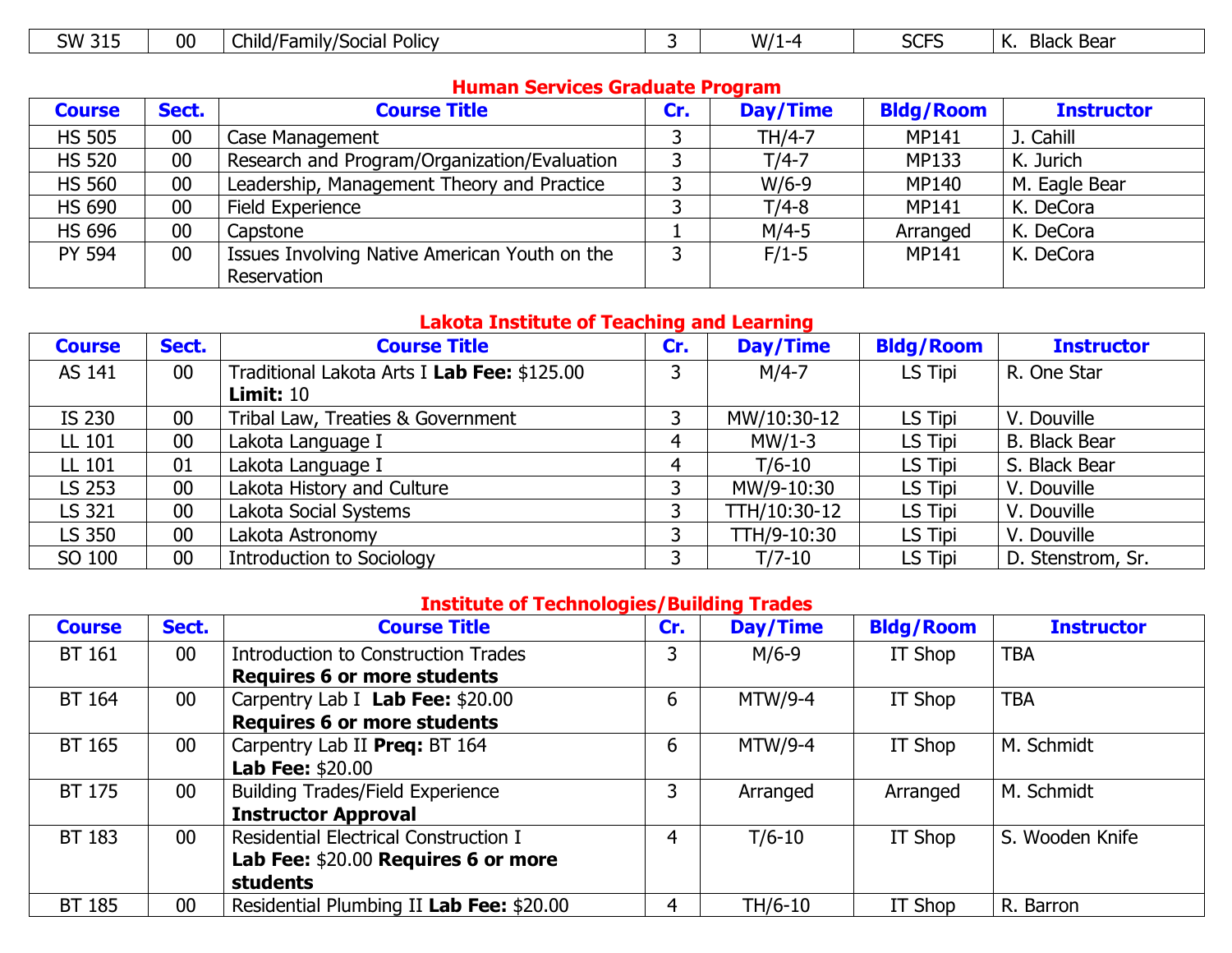| SW 315 | 00 | Child/Family/Social Policy | 3 | W/1-4 | SCFS | K. Black Bear |
|---|---|---|---|---|---|---|

## Human Services Graduate Program

| Course | Sect. | Course Title | Cr. | Day/Time | Bldg/Room | Instructor |
|---|---|---|---|---|---|---|
| HS 505 | 00 | Case Management | 3 | TH/4-7 | MP141 | J. Cahill |
| HS 520 | 00 | Research and Program/Organization/Evaluation | 3 | T/4-7 | MP133 | K. Jurich |
| HS 560 | 00 | Leadership, Management Theory and Practice | 3 | W/6-9 | MP140 | M. Eagle Bear |
| HS 690 | 00 | Field Experience | 3 | T/4-8 | MP141 | K. DeCora |
| HS 696 | 00 | Capstone | 1 | M/4-5 | Arranged | K. DeCora |
| PY 594 | 00 | Issues Involving Native American Youth on the Reservation | 3 | F/1-5 | MP141 | K. DeCora |

## Lakota Institute of Teaching and Learning

| Course | Sect. | Course Title | Cr. | Day/Time | Bldg/Room | Instructor |
|---|---|---|---|---|---|---|
| AS 141 | 00 | Traditional Lakota Arts I **Lab Fee:** $125.00 **Limit:** 10 | 3 | M/4-7 | LS Tipi | R. One Star |
| IS 230 | 00 | Tribal Law, Treaties & Government | 3 | MW/10:30-12 | LS Tipi | V. Douville |
| LL 101 | 00 | Lakota Language I | 4 | MW/1-3 | LS Tipi | B. Black Bear |
| LL 101 | 01 | Lakota Language I | 4 | T/6-10 | LS Tipi | S. Black Bear |
| LS 253 | 00 | Lakota History and Culture | 3 | MW/9-10:30 | LS Tipi | V. Douville |
| LS 321 | 00 | Lakota Social Systems | 3 | TTH/10:30-12 | LS Tipi | V. Douville |
| LS 350 | 00 | Lakota Astronomy | 3 | TTH/9-10:30 | LS Tipi | V. Douville |
| SO 100 | 00 | Introduction to Sociology | 3 | T/7-10 | LS Tipi | D. Stenstrom, Sr. |

## Institute of Technologies/Building Trades

| Course | Sect. | Course Title | Cr. | Day/Time | Bldg/Room | Instructor |
|---|---|---|---|---|---|---|
| BT 161 | 00 | Introduction to Construction Trades **Requires 6 or more students** | 3 | M/6-9 | IT Shop | TBA |
| BT 164 | 00 | Carpentry Lab I **Lab Fee:** $20.00 **Requires 6 or more students** | 6 | MTW/9-4 | IT Shop | TBA |
| BT 165 | 00 | Carpentry Lab II **Preq:** BT 164 **Lab Fee:** $20.00 | 6 | MTW/9-4 | IT Shop | M. Schmidt |
| BT 175 | 00 | Building Trades/Field Experience **Instructor Approval** | 3 | Arranged | Arranged | M. Schmidt |
| BT 183 | 00 | Residential Electrical Construction I **Lab Fee:** $20.00 **Requires 6 or more students** | 4 | T/6-10 | IT Shop | S. Wooden Knife |
| BT 185 | 00 | Residential Plumbing II **Lab Fee:** $20.00 | 4 | TH/6-10 | IT Shop | R. Barron |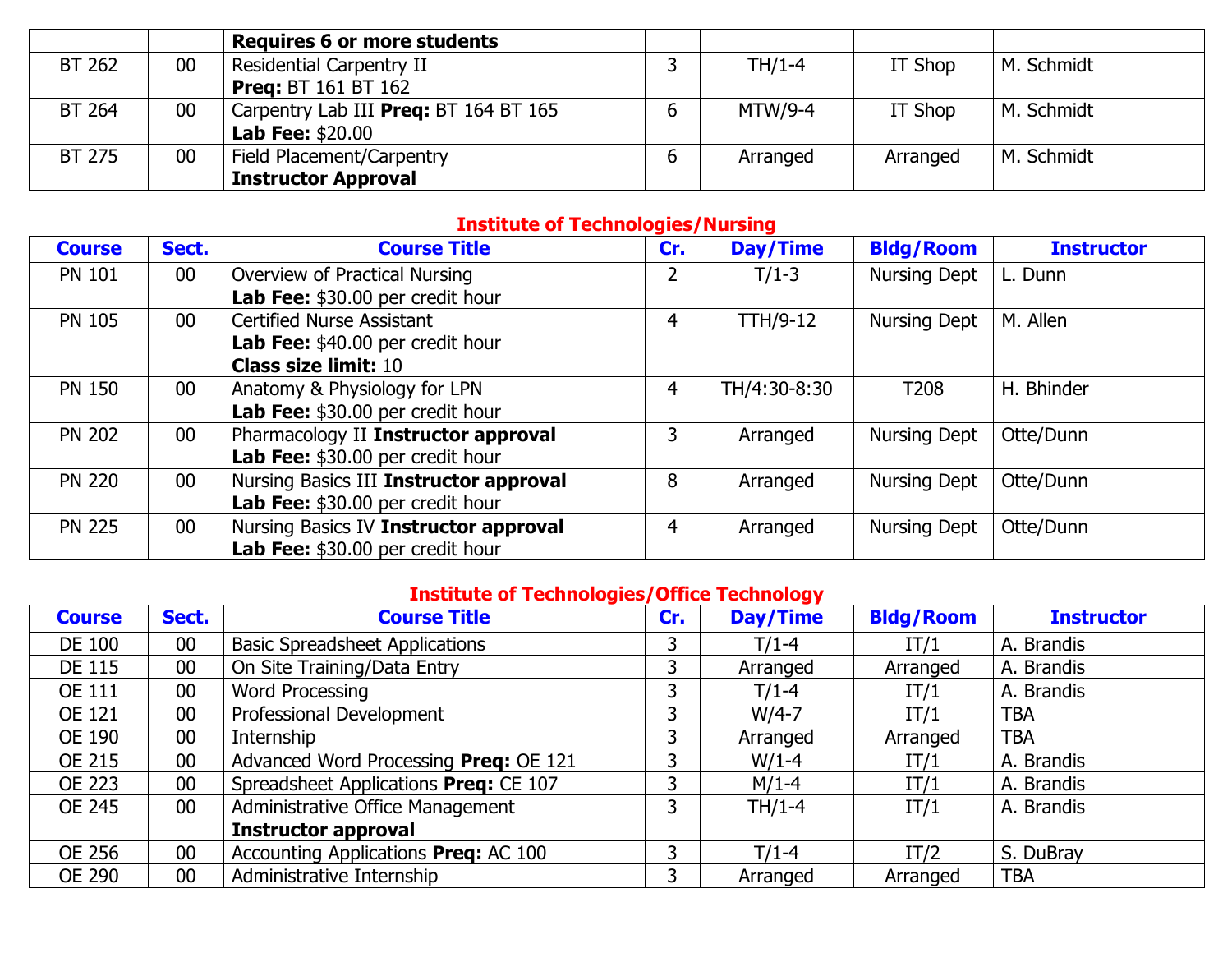| | | **Requires 6 or more students** | | | | |
|---|---|---|---|---|---|---|
| BT 262 | 00 | Residential Carpentry II **Preq:** BT 161 BT 162 | 3 | TH/1-4 | IT Shop | M. Schmidt |
| BT 264 | 00 | Carpentry Lab III **Preq:** BT 164 BT 165 **Lab Fee:** $20.00 | 6 | MTW/9-4 | IT Shop | M. Schmidt |
| BT 275 | 00 | Field Placement/Carpentry **Instructor Approval** | 6 | Arranged | Arranged | M. Schmidt |

## Institute of Technologies/Nursing

| Course | Sect. | Course Title | Cr. | Day/Time | Bldg/Room | Instructor |
|---|---|---|---|---|---|---|
| PN 101 | 00 | Overview of Practical Nursing **Lab Fee:** $30.00 per credit hour | 2 | T/1-3 | Nursing Dept | L. Dunn |
| PN 105 | 00 | Certified Nurse Assistant **Lab Fee:** $40.00 per credit hour **Class size limit:** 10 | 4 | TTH/9-12 | Nursing Dept | M. Allen |
| PN 150 | 00 | Anatomy & Physiology for LPN **Lab Fee:** $30.00 per credit hour | 4 | TH/4:30-8:30 | T208 | H. Bhinder |
| PN 202 | 00 | Pharmacology II **Instructor approval** **Lab Fee:** $30.00 per credit hour | 3 | Arranged | Nursing Dept | Otte/Dunn |
| PN 220 | 00 | Nursing Basics III **Instructor approval** **Lab Fee:** $30.00 per credit hour | 8 | Arranged | Nursing Dept | Otte/Dunn |
| PN 225 | 00 | Nursing Basics IV **Instructor approval** **Lab Fee:** $30.00 per credit hour | 4 | Arranged | Nursing Dept | Otte/Dunn |

## Institute of Technologies/Office Technology

| Course | Sect. | Course Title | Cr. | Day/Time | Bldg/Room | Instructor |
|---|---|---|---|---|---|---|
| DE 100 | 00 | Basic Spreadsheet Applications | 3 | T/1-4 | IT/1 | A. Brandis |
| DE 115 | 00 | On Site Training/Data Entry | 3 | Arranged | Arranged | A. Brandis |
| OE 111 | 00 | Word Processing | 3 | T/1-4 | IT/1 | A. Brandis |
| OE 121 | 00 | Professional Development | 3 | W/4-7 | IT/1 | TBA |
| OE 190 | 00 | Internship | 3 | Arranged | Arranged | TBA |
| OE 215 | 00 | Advanced Word Processing **Preq:** OE 121 | 3 | W/1-4 | IT/1 | A. Brandis |
| OE 223 | 00 | Spreadsheet Applications **Preq:** CE 107 | 3 | M/1-4 | IT/1 | A. Brandis |
| OE 245 | 00 | Administrative Office Management **Instructor approval** | 3 | TH/1-4 | IT/1 | A. Brandis |
| OE 256 | 00 | Accounting Applications **Preq:** AC 100 | 3 | T/1-4 | IT/2 | S. DuBray |
| OE 290 | 00 | Administrative Internship | 3 | Arranged | Arranged | TBA |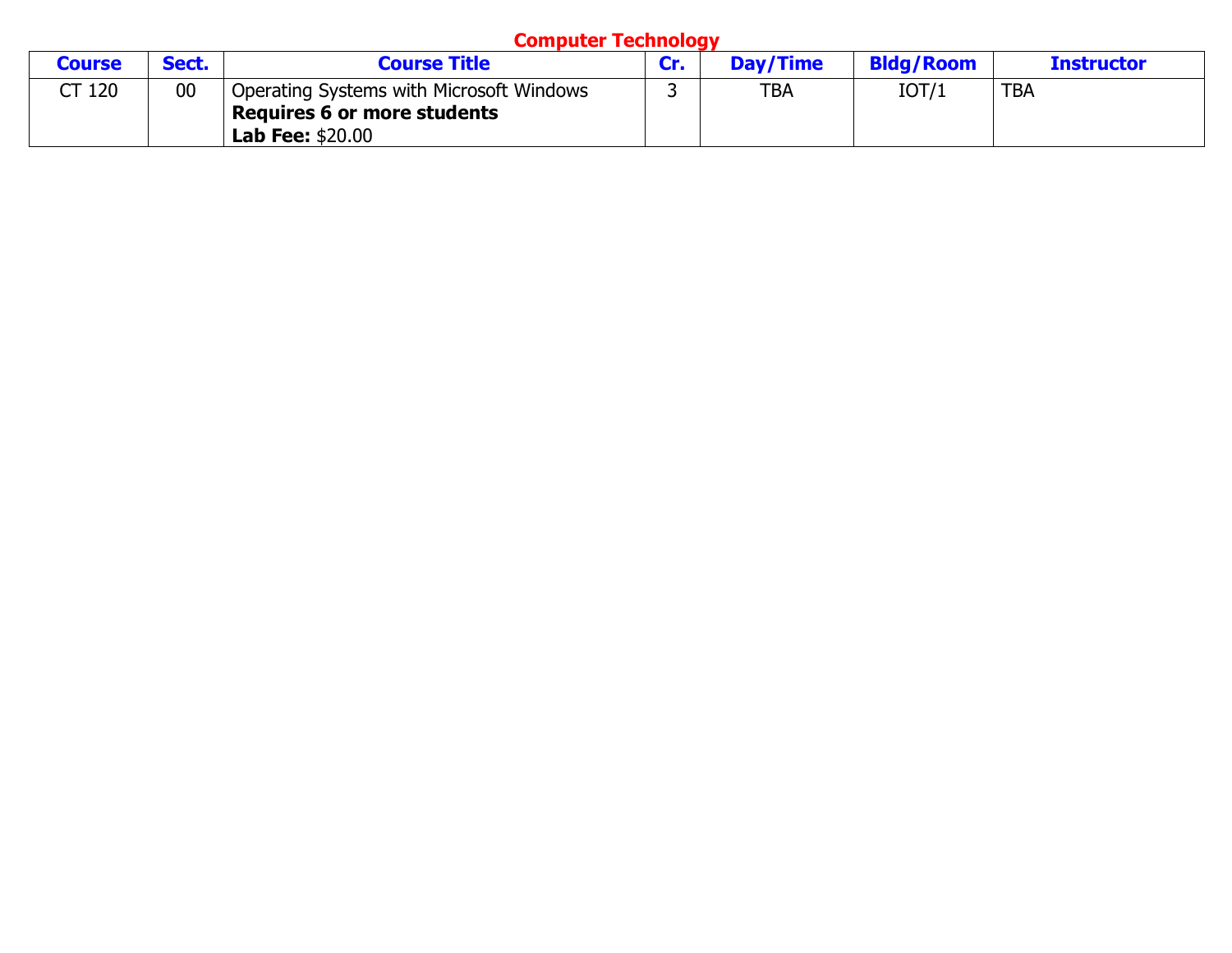## Computer Technology

| Course | Sect. | Course Title | Cr. | Day/Time | Bldg/Room | Instructor |
|---|---|---|---|---|---|---|
| CT 120 | 00 | Operating Systems with Microsoft Windows<br>**Requires 6 or more students**<br>**Lab Fee:** $20.00 | 3 | TBA | IOT/1 | TBA |